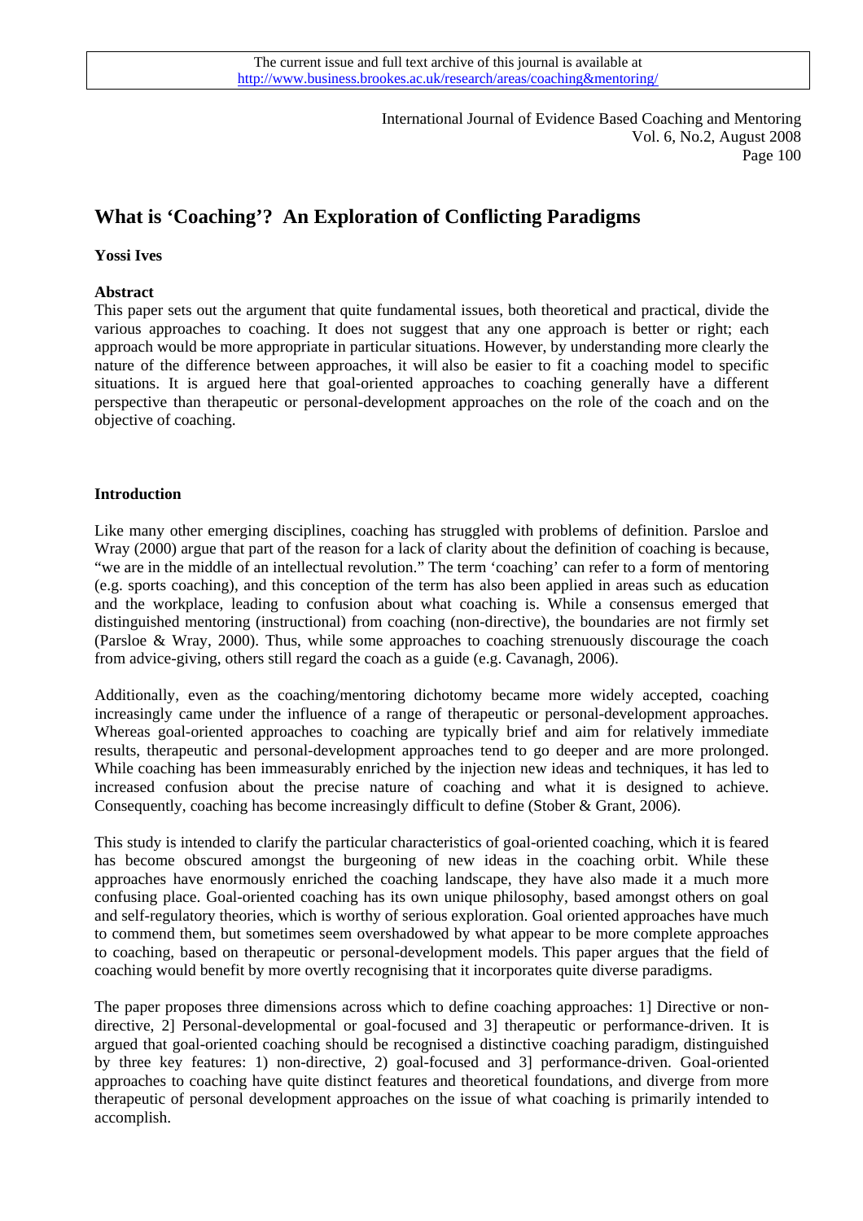# What is 'Coaching'? An Exploration of Conflicting Paradigms

**Yossi Ives**

**Abstract**

This paper sets out the argument that quite fundamental issues, both theoretical and practical, divide the various approaches to coaching. It does not suggest that any one approach is better or right; each approach would be more appropriate in particular situations. However, by understanding more clearly the nature of the difference between approaches, it will also be easier to fit a coaching model to specific situations. It is argued here that goal-oriented approaches to coaching generally have a different perspective than therapeutic or personal-development approaches on the role of the coach and on the objective of coaching.

## Introduction

Like many other emerging disciplines, coaching has struggled with problems of definition. Parsloe and Wray (2000) argue that part of the reason for a lack of clarity about the definition of coaching is because, "we are in the middle of an intellectual revolution." The term 'coaching' can refer to a form of mentoring (e.g. sports coaching), and this conception of the term has also been applied in areas such as education and the workplace, leading to confusion about what coaching is. While a consensus emerged that distinguished mentoring (instructional) from coaching (non-directive), the boundaries are not firmly set (Parsloe & Wray, 2000). Thus, while some approaches to coaching strenuously discourage the coach from advice-giving, others still regard the coach as a guide (e.g. Cavanagh, 2006).

Additionally, even as the coaching/mentoring dichotomy became more widely accepted, coaching increasingly came under the influence of a range of therapeutic or personal-development approaches. Whereas goal-oriented approaches to coaching are typically brief and aim for relatively immediate results, therapeutic and personal-development approaches tend to go deeper and are more prolonged. While coaching has been immeasurably enriched by the injection new ideas and techniques, it has led to increased confusion about the precise nature of coaching and what it is designed to achieve. Consequently, coaching has become increasingly difficult to define (Stober & Grant, 2006).

This study is intended to clarify the particular characteristics of goal-oriented coaching, which it is feared has become obscured amongst the burgeoning of new ideas in the coaching orbit. While these approaches have enormously enriched the coaching landscape, they have also made it a much more confusing place. Goal-oriented coaching has its own unique philosophy, based amongst others on goal and self-regulatory theories, which is worthy of serious exploration. Goal oriented approaches have much to commend them, but sometimes seem overshadowed by what appear to be more complete approaches to coaching, based on therapeutic or personal-development models. This paper argues that the field of coaching would benefit by more overtly recognising that it incorporates quite diverse paradigms.

The paper proposes three dimensions across which to define coaching approaches: 1] Directive or non-directive, 2] Personal-developmental or goal-focused and 3] therapeutic or performance-driven. It is argued that goal-oriented coaching should be recognised a distinctive coaching paradigm, distinguished by three key features: 1) non-directive, 2) goal-focused and 3] performance-driven. Goal-oriented approaches to coaching have quite distinct features and theoretical foundations, and diverge from more therapeutic of personal development approaches on the issue of what coaching is primarily intended to accomplish.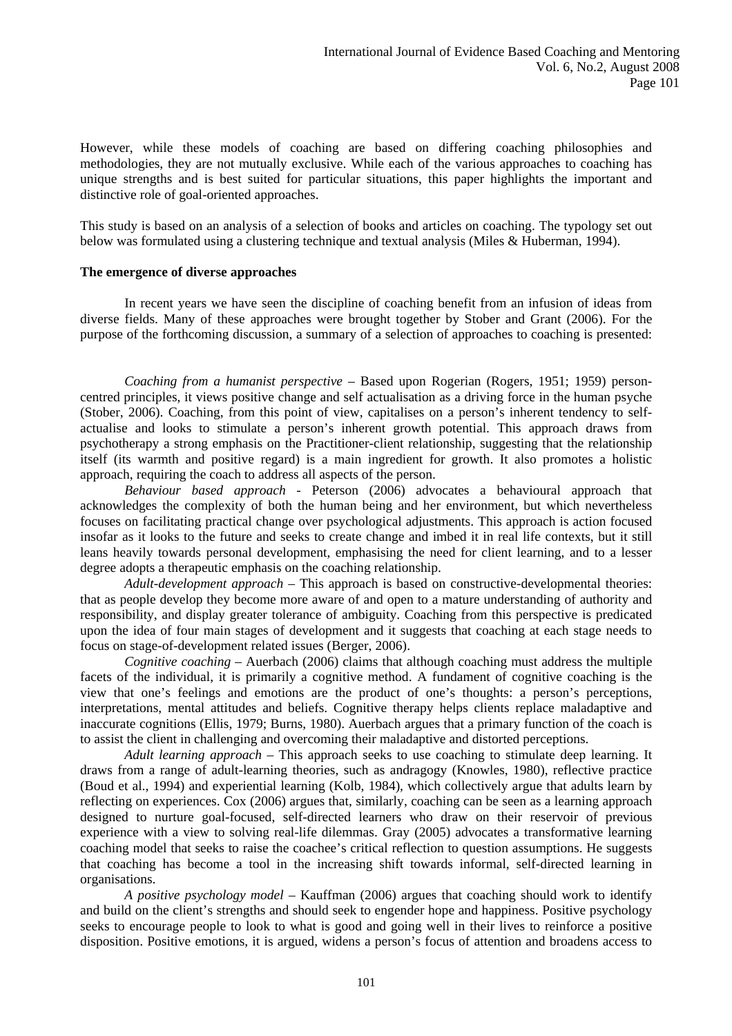However, while these models of coaching are based on differing coaching philosophies and methodologies, they are not mutually exclusive. While each of the various approaches to coaching has unique strengths and is best suited for particular situations, this paper highlights the important and distinctive role of goal-oriented approaches.

This study is based on an analysis of a selection of books and articles on coaching. The typology set out below was formulated using a clustering technique and textual analysis (Miles & Huberman, 1994).

**The emergence of diverse approaches**

In recent years we have seen the discipline of coaching benefit from an infusion of ideas from diverse fields. Many of these approaches were brought together by Stober and Grant (2006). For the purpose of the forthcoming discussion, a summary of a selection of approaches to coaching is presented:

*Coaching from a humanist perspective* – Based upon Rogerian (Rogers, 1951; 1959) person-centred principles, it views positive change and self actualisation as a driving force in the human psyche (Stober, 2006). Coaching, from this point of view, capitalises on a person's inherent tendency to self-actualise and looks to stimulate a person's inherent growth potential. This approach draws from psychotherapy a strong emphasis on the Practitioner-client relationship, suggesting that the relationship itself (its warmth and positive regard) is a main ingredient for growth. It also promotes a holistic approach, requiring the coach to address all aspects of the person.

*Behaviour based approach* - Peterson (2006) advocates a behavioural approach that acknowledges the complexity of both the human being and her environment, but which nevertheless focuses on facilitating practical change over psychological adjustments. This approach is action focused insofar as it looks to the future and seeks to create change and imbed it in real life contexts, but it still leans heavily towards personal development, emphasising the need for client learning, and to a lesser degree adopts a therapeutic emphasis on the coaching relationship.

*Adult-development approach* – This approach is based on constructive-developmental theories: that as people develop they become more aware of and open to a mature understanding of authority and responsibility, and display greater tolerance of ambiguity. Coaching from this perspective is predicated upon the idea of four main stages of development and it suggests that coaching at each stage needs to focus on stage-of-development related issues (Berger, 2006).

*Cognitive coaching* – Auerbach (2006) claims that although coaching must address the multiple facets of the individual, it is primarily a cognitive method. A fundament of cognitive coaching is the view that one's feelings and emotions are the product of one's thoughts: a person's perceptions, interpretations, mental attitudes and beliefs. Cognitive therapy helps clients replace maladaptive and inaccurate cognitions (Ellis, 1979; Burns, 1980). Auerbach argues that a primary function of the coach is to assist the client in challenging and overcoming their maladaptive and distorted perceptions.

*Adult learning approach* – This approach seeks to use coaching to stimulate deep learning. It draws from a range of adult-learning theories, such as andragogy (Knowles, 1980), reflective practice (Boud et al., 1994) and experiential learning (Kolb, 1984), which collectively argue that adults learn by reflecting on experiences. Cox (2006) argues that, similarly, coaching can be seen as a learning approach designed to nurture goal-focused, self-directed learners who draw on their reservoir of previous experience with a view to solving real-life dilemmas. Gray (2005) advocates a transformative learning coaching model that seeks to raise the coachee's critical reflection to question assumptions. He suggests that coaching has become a tool in the increasing shift towards informal, self-directed learning in organisations.

*A positive psychology model* – Kauffman (2006) argues that coaching should work to identify and build on the client's strengths and should seek to engender hope and happiness. Positive psychology seeks to encourage people to look to what is good and going well in their lives to reinforce a positive disposition. Positive emotions, it is argued, widens a person's focus of attention and broadens access to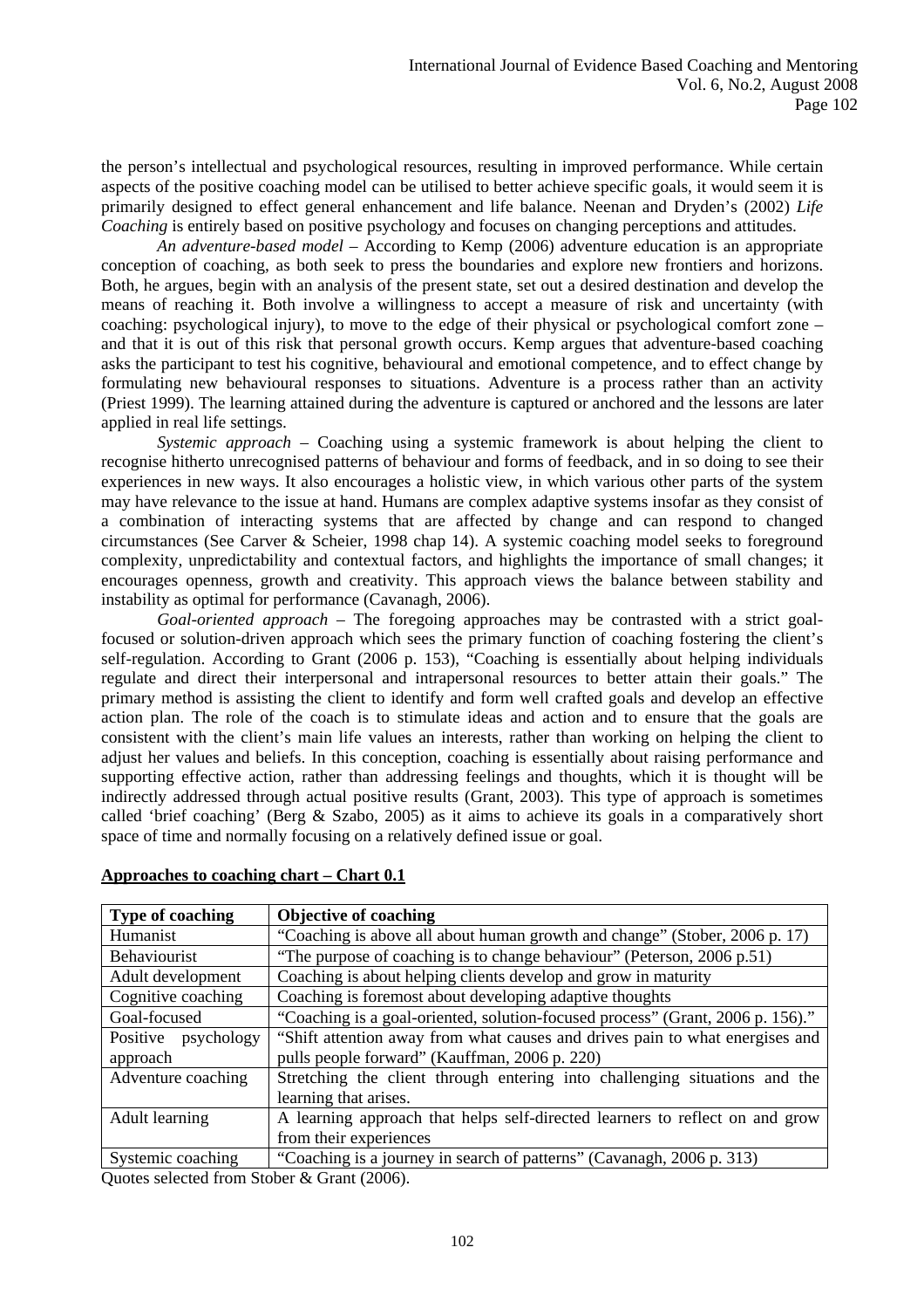the person's intellectual and psychological resources, resulting in improved performance. While certain aspects of the positive coaching model can be utilised to better achieve specific goals, it would seem it is primarily designed to effect general enhancement and life balance. Neenan and Dryden's (2002) *Life Coaching* is entirely based on positive psychology and focuses on changing perceptions and attitudes.

*An adventure-based model* – According to Kemp (2006) adventure education is an appropriate conception of coaching, as both seek to press the boundaries and explore new frontiers and horizons. Both, he argues, begin with an analysis of the present state, set out a desired destination and develop the means of reaching it. Both involve a willingness to accept a measure of risk and uncertainty (with coaching: psychological injury), to move to the edge of their physical or psychological comfort zone – and that it is out of this risk that personal growth occurs. Kemp argues that adventure-based coaching asks the participant to test his cognitive, behavioural and emotional competence, and to effect change by formulating new behavioural responses to situations. Adventure is a process rather than an activity (Priest 1999). The learning attained during the adventure is captured or anchored and the lessons are later applied in real life settings.

*Systemic approach* – Coaching using a systemic framework is about helping the client to recognise hitherto unrecognised patterns of behaviour and forms of feedback, and in so doing to see their experiences in new ways. It also encourages a holistic view, in which various other parts of the system may have relevance to the issue at hand. Humans are complex adaptive systems insofar as they consist of a combination of interacting systems that are affected by change and can respond to changed circumstances (See Carver & Scheier, 1998 chap 14). A systemic coaching model seeks to foreground complexity, unpredictability and contextual factors, and highlights the importance of small changes; it encourages openness, growth and creativity. This approach views the balance between stability and instability as optimal for performance (Cavanagh, 2006).

*Goal-oriented approach* – The foregoing approaches may be contrasted with a strict goal-focused or solution-driven approach which sees the primary function of coaching fostering the client's self-regulation. According to Grant (2006 p. 153), "Coaching is essentially about helping individuals regulate and direct their interpersonal and intrapersonal resources to better attain their goals." The primary method is assisting the client to identify and form well crafted goals and develop an effective action plan. The role of the coach is to stimulate ideas and action and to ensure that the goals are consistent with the client's main life values an interests, rather than working on helping the client to adjust her values and beliefs. In this conception, coaching is essentially about raising performance and supporting effective action, rather than addressing feelings and thoughts, which it is thought will be indirectly addressed through actual positive results (Grant, 2003). This type of approach is sometimes called 'brief coaching' (Berg & Szabo, 2005) as it aims to achieve its goals in a comparatively short space of time and normally focusing on a relatively defined issue or goal.

**Approaches to coaching chart – Chart 0.1**

| Type of coaching | Objective of coaching |
|---|---|
| Humanist | "Coaching is above all about human growth and change" (Stober, 2006 p. 17) |
| Behaviourist | "The purpose of coaching is to change behaviour" (Peterson, 2006 p.51) |
| Adult development | Coaching is about helping clients develop and grow in maturity |
| Cognitive coaching | Coaching is foremost about developing adaptive thoughts |
| Goal-focused | "Coaching is a goal-oriented, solution-focused process" (Grant, 2006 p. 156)." |
| Positive psychology approach | "Shift attention away from what causes and drives pain to what energises and pulls people forward" (Kauffman, 2006 p. 220) |
| Adventure coaching | Stretching the client through entering into challenging situations and the learning that arises. |
| Adult learning | A learning approach that helps self-directed learners to reflect on and grow from their experiences |
| Systemic coaching | "Coaching is a journey in search of patterns" (Cavanagh, 2006 p. 313) |

Quotes selected from Stober & Grant (2006).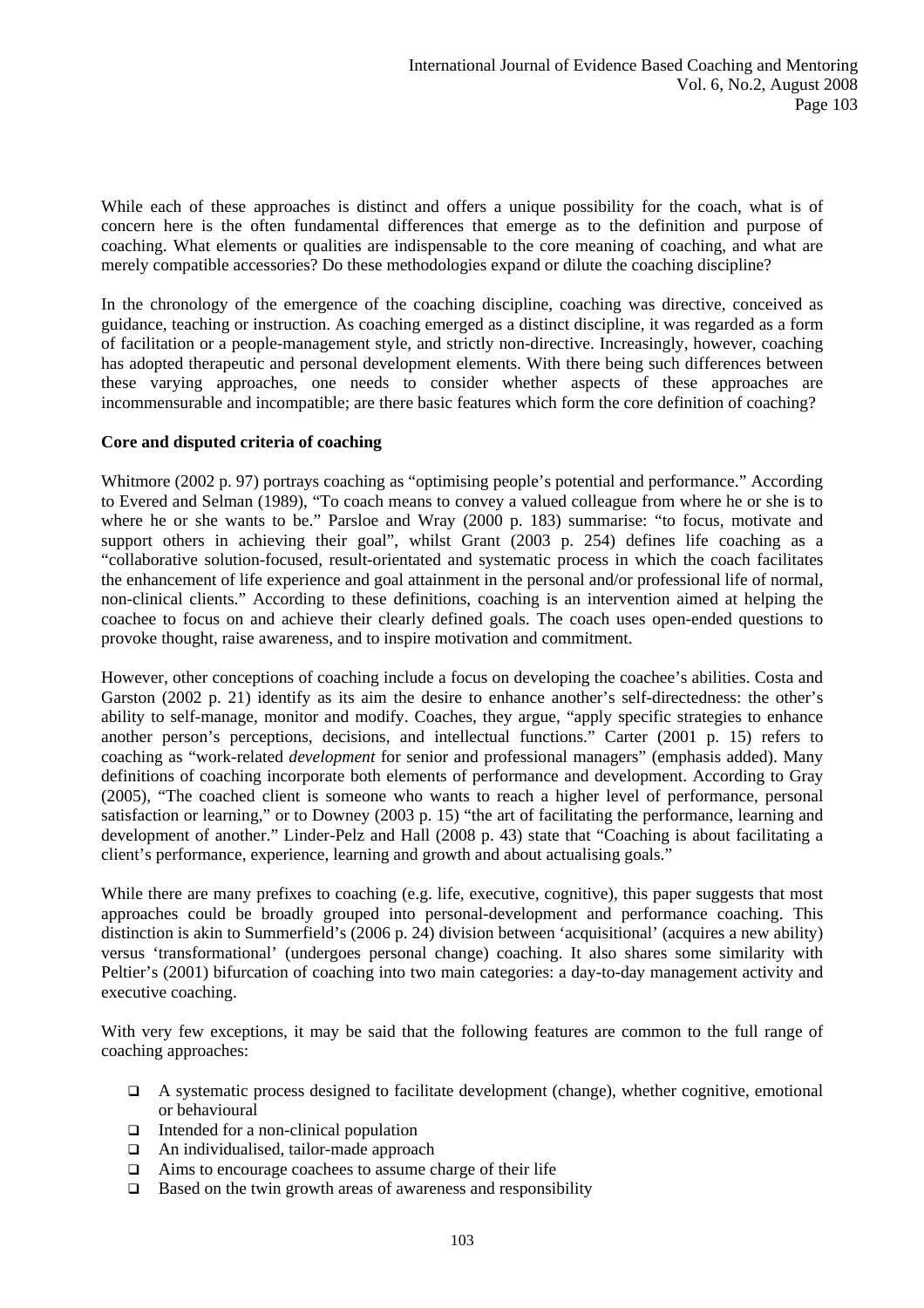While each of these approaches is distinct and offers a unique possibility for the coach, what is of concern here is the often fundamental differences that emerge as to the definition and purpose of coaching. What elements or qualities are indispensable to the core meaning of coaching, and what are merely compatible accessories? Do these methodologies expand or dilute the coaching discipline?

In the chronology of the emergence of the coaching discipline, coaching was directive, conceived as guidance, teaching or instruction. As coaching emerged as a distinct discipline, it was regarded as a form of facilitation or a people-management style, and strictly non-directive. Increasingly, however, coaching has adopted therapeutic and personal development elements. With there being such differences between these varying approaches, one needs to consider whether aspects of these approaches are incommensurable and incompatible; are there basic features which form the core definition of coaching?

**Core and disputed criteria of coaching**

Whitmore (2002 p. 97) portrays coaching as "optimising people's potential and performance." According to Evered and Selman (1989), "To coach means to convey a valued colleague from where he or she is to where he or she wants to be." Parsloe and Wray (2000 p. 183) summarise: "to focus, motivate and support others in achieving their goal", whilst Grant (2003 p. 254) defines life coaching as a "collaborative solution-focused, result-orientated and systematic process in which the coach facilitates the enhancement of life experience and goal attainment in the personal and/or professional life of normal, non-clinical clients." According to these definitions, coaching is an intervention aimed at helping the coachee to focus on and achieve their clearly defined goals. The coach uses open-ended questions to provoke thought, raise awareness, and to inspire motivation and commitment.

However, other conceptions of coaching include a focus on developing the coachee's abilities. Costa and Garston (2002 p. 21) identify as its aim the desire to enhance another's self-directedness: the other's ability to self-manage, monitor and modify. Coaches, they argue, "apply specific strategies to enhance another person's perceptions, decisions, and intellectual functions." Carter (2001 p. 15) refers to coaching as "work-related *development* for senior and professional managers" (emphasis added). Many definitions of coaching incorporate both elements of performance and development. According to Gray (2005), "The coached client is someone who wants to reach a higher level of performance, personal satisfaction or learning," or to Downey (2003 p. 15) "the art of facilitating the performance, learning and development of another." Linder-Pelz and Hall (2008 p. 43) state that "Coaching is about facilitating a client's performance, experience, learning and growth and about actualising goals."

While there are many prefixes to coaching (e.g. life, executive, cognitive), this paper suggests that most approaches could be broadly grouped into personal-development and performance coaching. This distinction is akin to Summerfield's (2006 p. 24) division between 'acquisitional' (acquires a new ability) versus 'transformational' (undergoes personal change) coaching. It also shares some similarity with Peltier's (2001) bifurcation of coaching into two main categories: a day-to-day management activity and executive coaching.

With very few exceptions, it may be said that the following features are common to the full range of coaching approaches:

- A systematic process designed to facilitate development (change), whether cognitive, emotional or behavioural
- Intended for a non-clinical population
- An individualised, tailor-made approach
- Aims to encourage coachees to assume charge of their life
- Based on the twin growth areas of awareness and responsibility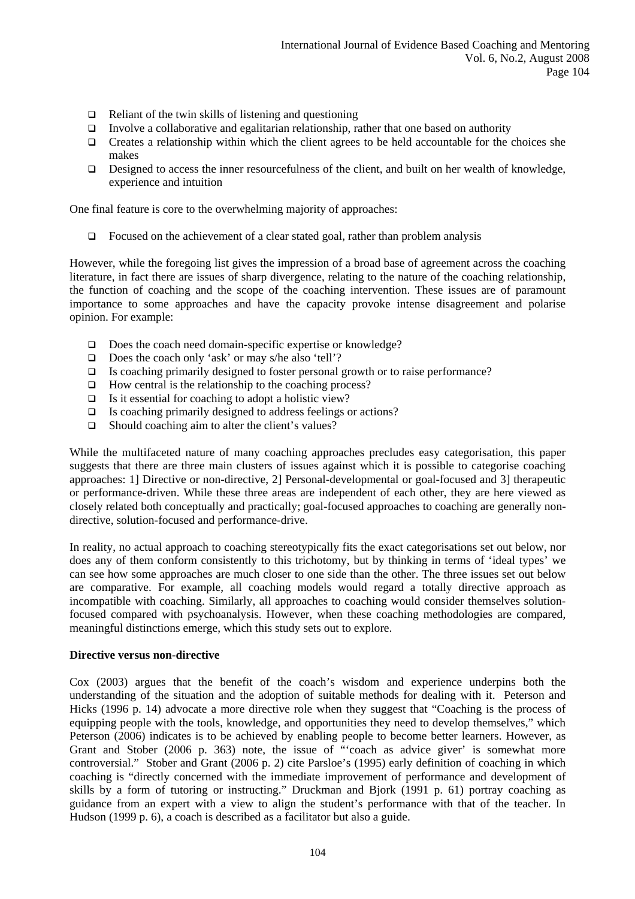- Reliant of the twin skills of listening and questioning
- Involve a collaborative and egalitarian relationship, rather that one based on authority
- Creates a relationship within which the client agrees to be held accountable for the choices she makes
- Designed to access the inner resourcefulness of the client, and built on her wealth of knowledge, experience and intuition

One final feature is core to the overwhelming majority of approaches:

- Focused on the achievement of a clear stated goal, rather than problem analysis

However, while the foregoing list gives the impression of a broad base of agreement across the coaching literature, in fact there are issues of sharp divergence, relating to the nature of the coaching relationship, the function of coaching and the scope of the coaching intervention. These issues are of paramount importance to some approaches and have the capacity provoke intense disagreement and polarise opinion. For example:

- Does the coach need domain-specific expertise or knowledge?
- Does the coach only 'ask' or may s/he also 'tell'?
- Is coaching primarily designed to foster personal growth or to raise performance?
- How central is the relationship to the coaching process?
- Is it essential for coaching to adopt a holistic view?
- Is coaching primarily designed to address feelings or actions?
- Should coaching aim to alter the client's values?

While the multifaceted nature of many coaching approaches precludes easy categorisation, this paper suggests that there are three main clusters of issues against which it is possible to categorise coaching approaches: 1] Directive or non-directive, 2] Personal-developmental or goal-focused and 3] therapeutic or performance-driven. While these three areas are independent of each other, they are here viewed as closely related both conceptually and practically; goal-focused approaches to coaching are generally non-directive, solution-focused and performance-drive.

In reality, no actual approach to coaching stereotypically fits the exact categorisations set out below, nor does any of them conform consistently to this trichotomy, but by thinking in terms of 'ideal types' we can see how some approaches are much closer to one side than the other. The three issues set out below are comparative. For example, all coaching models would regard a totally directive approach as incompatible with coaching. Similarly, all approaches to coaching would consider themselves solution-focused compared with psychoanalysis. However, when these coaching methodologies are compared, meaningful distinctions emerge, which this study sets out to explore.

**Directive versus non-directive**

Cox (2003) argues that the benefit of the coach's wisdom and experience underpins both the understanding of the situation and the adoption of suitable methods for dealing with it. Peterson and Hicks (1996 p. 14) advocate a more directive role when they suggest that "Coaching is the process of equipping people with the tools, knowledge, and opportunities they need to develop themselves," which Peterson (2006) indicates is to be achieved by enabling people to become better learners. However, as Grant and Stober (2006 p. 363) note, the issue of "'coach as advice giver' is somewhat more controversial." Stober and Grant (2006 p. 2) cite Parsloe's (1995) early definition of coaching in which coaching is "directly concerned with the immediate improvement of performance and development of skills by a form of tutoring or instructing." Druckman and Bjork (1991 p. 61) portray coaching as guidance from an expert with a view to align the student's performance with that of the teacher. In Hudson (1999 p. 6), a coach is described as a facilitator but also a guide.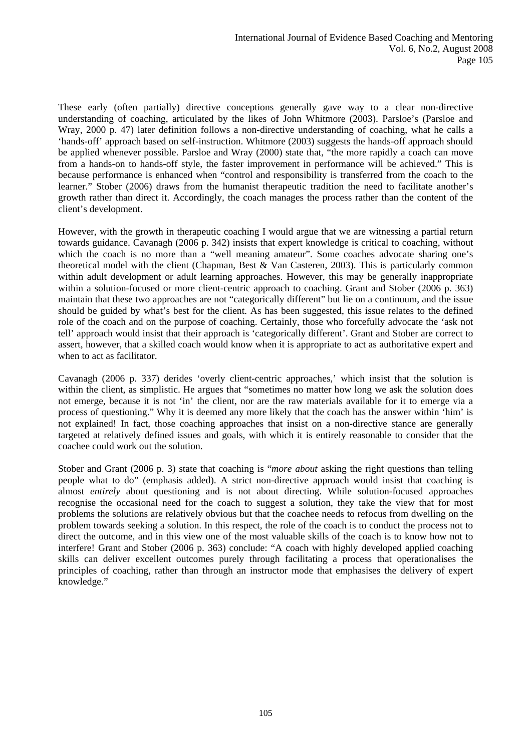These early (often partially) directive conceptions generally gave way to a clear non-directive understanding of coaching, articulated by the likes of John Whitmore (2003). Parsloe's (Parsloe and Wray, 2000 p. 47) later definition follows a non-directive understanding of coaching, what he calls a 'hands-off' approach based on self-instruction. Whitmore (2003) suggests the hands-off approach should be applied whenever possible. Parsloe and Wray (2000) state that, "the more rapidly a coach can move from a hands-on to hands-off style, the faster improvement in performance will be achieved." This is because performance is enhanced when "control and responsibility is transferred from the coach to the learner." Stober (2006) draws from the humanist therapeutic tradition the need to facilitate another's growth rather than direct it. Accordingly, the coach manages the process rather than the content of the client's development.

However, with the growth in therapeutic coaching I would argue that we are witnessing a partial return towards guidance. Cavanagh (2006 p. 342) insists that expert knowledge is critical to coaching, without which the coach is no more than a "well meaning amateur". Some coaches advocate sharing one's theoretical model with the client (Chapman, Best & Van Casteren, 2003). This is particularly common within adult development or adult learning approaches. However, this may be generally inappropriate within a solution-focused or more client-centric approach to coaching. Grant and Stober (2006 p. 363) maintain that these two approaches are not "categorically different" but lie on a continuum, and the issue should be guided by what's best for the client. As has been suggested, this issue relates to the defined role of the coach and on the purpose of coaching. Certainly, those who forcefully advocate the 'ask not tell' approach would insist that their approach is 'categorically different'. Grant and Stober are correct to assert, however, that a skilled coach would know when it is appropriate to act as authoritative expert and when to act as facilitator.

Cavanagh (2006 p. 337) derides 'overly client-centric approaches,' which insist that the solution is within the client, as simplistic. He argues that "sometimes no matter how long we ask the solution does not emerge, because it is not 'in' the client, nor are the raw materials available for it to emerge via a process of questioning." Why it is deemed any more likely that the coach has the answer within 'him' is not explained! In fact, those coaching approaches that insist on a non-directive stance are generally targeted at relatively defined issues and goals, with which it is entirely reasonable to consider that the coachee could work out the solution.

Stober and Grant (2006 p. 3) state that coaching is "*more about* asking the right questions than telling people what to do" (emphasis added). A strict non-directive approach would insist that coaching is almost *entirely* about questioning and is not about directing. While solution-focused approaches recognise the occasional need for the coach to suggest a solution, they take the view that for most problems the solutions are relatively obvious but that the coachee needs to refocus from dwelling on the problem towards seeking a solution. In this respect, the role of the coach is to conduct the process not to direct the outcome, and in this view one of the most valuable skills of the coach is to know how not to interfere! Grant and Stober (2006 p. 363) conclude: "A coach with highly developed applied coaching skills can deliver excellent outcomes purely through facilitating a process that operationalises the principles of coaching, rather than through an instructor mode that emphasises the delivery of expert knowledge."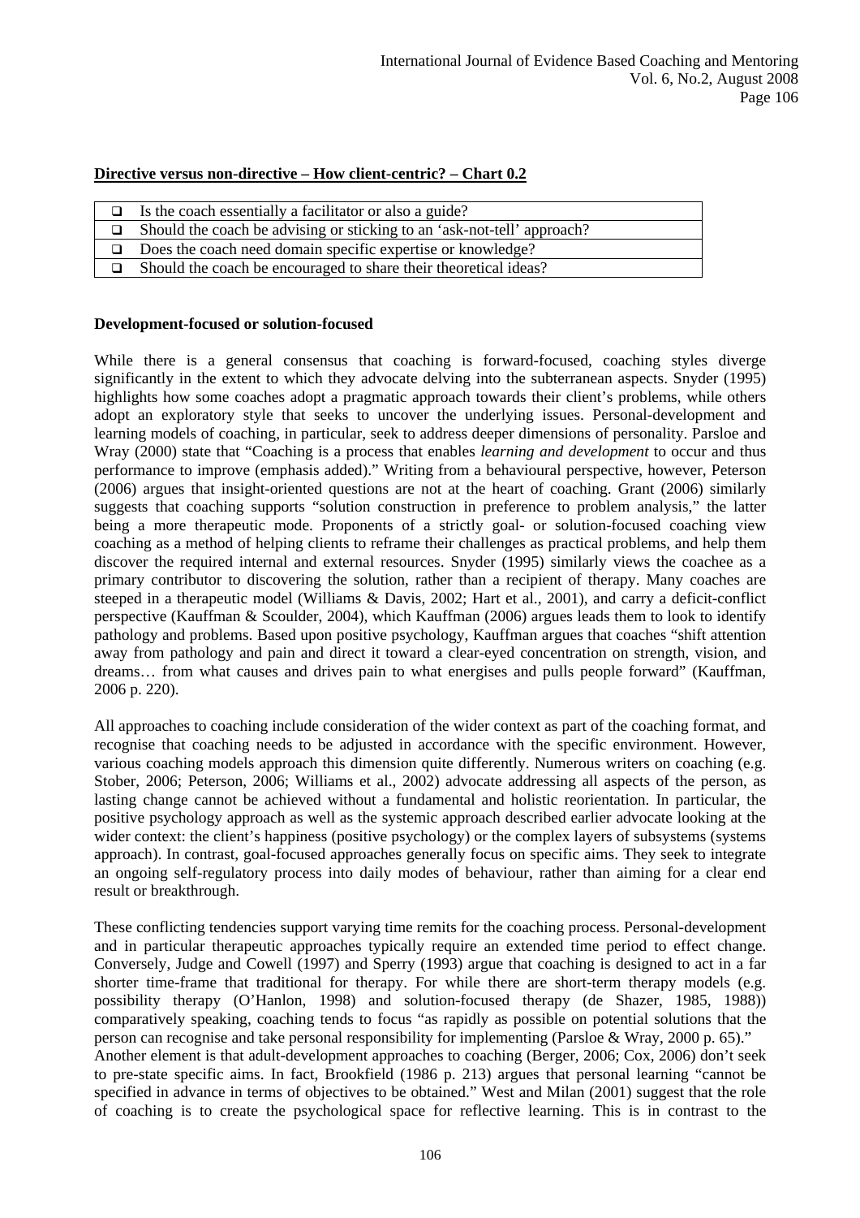**Directive versus non-directive – How client-centric? – Chart 0.2**

| |
|---|
| ❑ Is the coach essentially a facilitator or also a guide? |
| ❑ Should the coach be advising or sticking to an 'ask-not-tell' approach? |
| ❑ Does the coach need domain specific expertise or knowledge? |
| ❑ Should the coach be encouraged to share their theoretical ideas? |

**Development-focused or solution-focused**

While there is a general consensus that coaching is forward-focused, coaching styles diverge significantly in the extent to which they advocate delving into the subterranean aspects. Snyder (1995) highlights how some coaches adopt a pragmatic approach towards their client's problems, while others adopt an exploratory style that seeks to uncover the underlying issues. Personal-development and learning models of coaching, in particular, seek to address deeper dimensions of personality. Parsloe and Wray (2000) state that "Coaching is a process that enables *learning and development* to occur and thus performance to improve (emphasis added)." Writing from a behavioural perspective, however, Peterson (2006) argues that insight-oriented questions are not at the heart of coaching. Grant (2006) similarly suggests that coaching supports "solution construction in preference to problem analysis," the latter being a more therapeutic mode. Proponents of a strictly goal- or solution-focused coaching view coaching as a method of helping clients to reframe their challenges as practical problems, and help them discover the required internal and external resources. Snyder (1995) similarly views the coachee as a primary contributor to discovering the solution, rather than a recipient of therapy. Many coaches are steeped in a therapeutic model (Williams & Davis, 2002; Hart et al., 2001), and carry a deficit-conflict perspective (Kauffman & Scoulder, 2004), which Kauffman (2006) argues leads them to look to identify pathology and problems. Based upon positive psychology, Kauffman argues that coaches "shift attention away from pathology and pain and direct it toward a clear-eyed concentration on strength, vision, and dreams… from what causes and drives pain to what energises and pulls people forward" (Kauffman, 2006 p. 220).

All approaches to coaching include consideration of the wider context as part of the coaching format, and recognise that coaching needs to be adjusted in accordance with the specific environment. However, various coaching models approach this dimension quite differently. Numerous writers on coaching (e.g. Stober, 2006; Peterson, 2006; Williams et al., 2002) advocate addressing all aspects of the person, as lasting change cannot be achieved without a fundamental and holistic reorientation. In particular, the positive psychology approach as well as the systemic approach described earlier advocate looking at the wider context: the client's happiness (positive psychology) or the complex layers of subsystems (systems approach). In contrast, goal-focused approaches generally focus on specific aims. They seek to integrate an ongoing self-regulatory process into daily modes of behaviour, rather than aiming for a clear end result or breakthrough.

These conflicting tendencies support varying time remits for the coaching process. Personal-development and in particular therapeutic approaches typically require an extended time period to effect change. Conversely, Judge and Cowell (1997) and Sperry (1993) argue that coaching is designed to act in a far shorter time-frame that traditional for therapy. For while there are short-term therapy models (e.g. possibility therapy (O'Hanlon, 1998) and solution-focused therapy (de Shazer, 1985, 1988)) comparatively speaking, coaching tends to focus "as rapidly as possible on potential solutions that the person can recognise and take personal responsibility for implementing (Parsloe & Wray, 2000 p. 65)."

Another element is that adult-development approaches to coaching (Berger, 2006; Cox, 2006) don't seek to pre-state specific aims. In fact, Brookfield (1986 p. 213) argues that personal learning "cannot be specified in advance in terms of objectives to be obtained." West and Milan (2001) suggest that the role of coaching is to create the psychological space for reflective learning. This is in contrast to the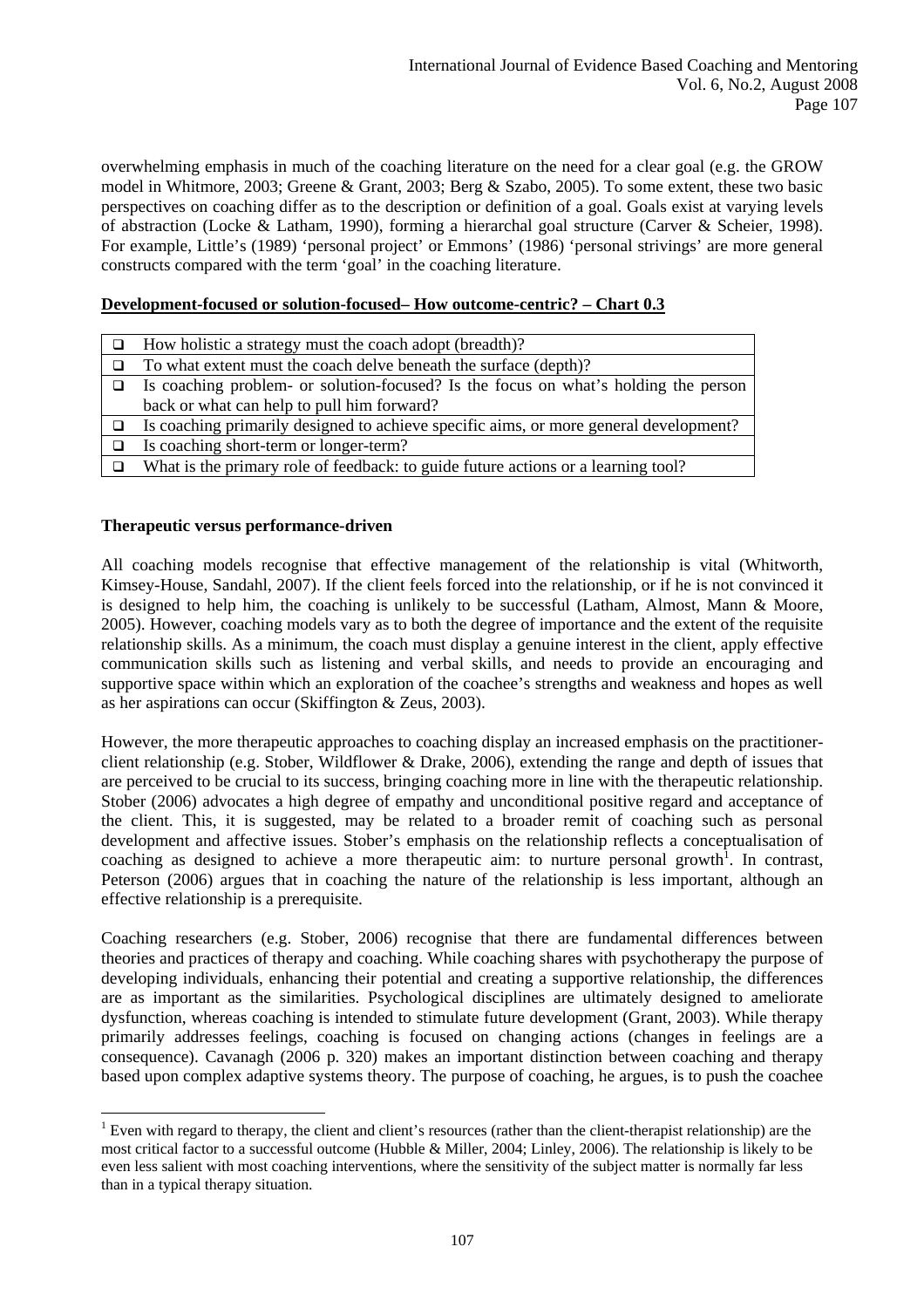overwhelming emphasis in much of the coaching literature on the need for a clear goal (e.g. the GROW model in Whitmore, 2003; Greene & Grant, 2003; Berg & Szabo, 2005). To some extent, these two basic perspectives on coaching differ as to the description or definition of a goal. Goals exist at varying levels of abstraction (Locke & Latham, 1990), forming a hierarchal goal structure (Carver & Scheier, 1998). For example, Little's (1989) 'personal project' or Emmons' (1986) 'personal strivings' are more general constructs compared with the term 'goal' in the coaching literature.

**Development-focused or solution-focused– How outcome-centric? – Chart 0.3**

| | |
|---|---|
| ❑ | How holistic a strategy must the coach adopt (breadth)? |
| ❑ | To what extent must the coach delve beneath the surface (depth)? |
| ❑ | Is coaching problem- or solution-focused? Is the focus on what's holding the person back or what can help to pull him forward? |
| ❑ | Is coaching primarily designed to achieve specific aims, or more general development? |
| ❑ | Is coaching short-term or longer-term? |
| ❑ | What is the primary role of feedback: to guide future actions or a learning tool? |

**Therapeutic versus performance-driven**

All coaching models recognise that effective management of the relationship is vital (Whitworth, Kimsey-House, Sandahl, 2007). If the client feels forced into the relationship, or if he is not convinced it is designed to help him, the coaching is unlikely to be successful (Latham, Almost, Mann & Moore, 2005). However, coaching models vary as to both the degree of importance and the extent of the requisite relationship skills. As a minimum, the coach must display a genuine interest in the client, apply effective communication skills such as listening and verbal skills, and needs to provide an encouraging and supportive space within which an exploration of the coachee's strengths and weakness and hopes as well as her aspirations can occur (Skiffington & Zeus, 2003).

However, the more therapeutic approaches to coaching display an increased emphasis on the practitioner-client relationship (e.g. Stober, Wildflower & Drake, 2006), extending the range and depth of issues that are perceived to be crucial to its success, bringing coaching more in line with the therapeutic relationship. Stober (2006) advocates a high degree of empathy and unconditional positive regard and acceptance of the client. This, it is suggested, may be related to a broader remit of coaching such as personal development and affective issues. Stober's emphasis on the relationship reflects a conceptualisation of coaching as designed to achieve a more therapeutic aim: to nurture personal growth[1]. In contrast, Peterson (2006) argues that in coaching the nature of the relationship is less important, although an effective relationship is a prerequisite.

Coaching researchers (e.g. Stober, 2006) recognise that there are fundamental differences between theories and practices of therapy and coaching. While coaching shares with psychotherapy the purpose of developing individuals, enhancing their potential and creating a supportive relationship, the differences are as important as the similarities. Psychological disciplines are ultimately designed to ameliorate dysfunction, whereas coaching is intended to stimulate future development (Grant, 2003). While therapy primarily addresses feelings, coaching is focused on changing actions (changes in feelings are a consequence). Cavanagh (2006 p. 320) makes an important distinction between coaching and therapy based upon complex adaptive systems theory. The purpose of coaching, he argues, is to push the coachee

[1] Even with regard to therapy, the client and client's resources (rather than the client-therapist relationship) are the most critical factor to a successful outcome (Hubble & Miller, 2004; Linley, 2006). The relationship is likely to be even less salient with most coaching interventions, where the sensitivity of the subject matter is normally far less than in a typical therapy situation.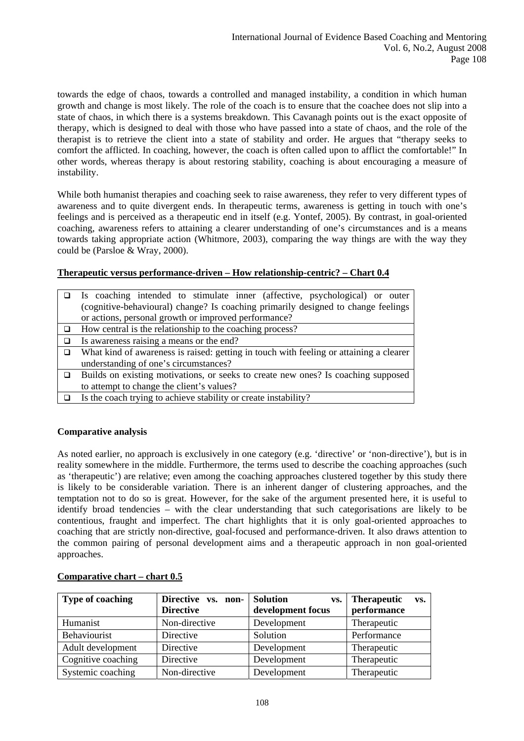towards the edge of chaos, towards a controlled and managed instability, a condition in which human growth and change is most likely. The role of the coach is to ensure that the coachee does not slip into a state of chaos, in which there is a systems breakdown. This Cavanagh points out is the exact opposite of therapy, which is designed to deal with those who have passed into a state of chaos, and the role of the therapist is to retrieve the client into a state of stability and order. He argues that "therapy seeks to comfort the afflicted. In coaching, however, the coach is often called upon to afflict the comfortable!" In other words, whereas therapy is about restoring stability, coaching is about encouraging a measure of instability.

While both humanist therapies and coaching seek to raise awareness, they refer to very different types of awareness and to quite divergent ends. In therapeutic terms, awareness is getting in touch with one's feelings and is perceived as a therapeutic end in itself (e.g. Yontef, 2005). By contrast, in goal-oriented coaching, awareness refers to attaining a clearer understanding of one's circumstances and is a means towards taking appropriate action (Whitmore, 2003), comparing the way things are with the way they could be (Parsloe & Wray, 2000).

**Therapeutic versus performance-driven – How relationship-centric? – Chart 0.4**

- ❑ Is coaching intended to stimulate inner (affective, psychological) or outer (cognitive-behavioural) change? Is coaching primarily designed to change feelings or actions, personal growth or improved performance?
- ❑ How central is the relationship to the coaching process?
- ❑ Is awareness raising a means or the end?
- ❑ What kind of awareness is raised: getting in touch with feeling or attaining a clearer understanding of one's circumstances?
- ❑ Builds on existing motivations, or seeks to create new ones? Is coaching supposed to attempt to change the client's values?
- ❑ Is the coach trying to achieve stability or create instability?

**Comparative analysis**

As noted earlier, no approach is exclusively in one category (e.g. 'directive' or 'non-directive'), but is in reality somewhere in the middle. Furthermore, the terms used to describe the coaching approaches (such as 'therapeutic') are relative; even among the coaching approaches clustered together by this study there is likely to be considerable variation. There is an inherent danger of clustering approaches, and the temptation not to do so is great. However, for the sake of the argument presented here, it is useful to identify broad tendencies – with the clear understanding that such categorisations are likely to be contentious, fraught and imperfect. The chart highlights that it is only goal-oriented approaches to coaching that are strictly non-directive, goal-focused and performance-driven. It also draws attention to the common pairing of personal development aims and a therapeutic approach in non goal-oriented approaches.

**Comparative chart – chart 0.5**

| Type of coaching | Directive vs. non-Directive | Solution vs. development focus | Therapeutic vs. performance |
|---|---|---|---|
| Humanist | Non-directive | Development | Therapeutic |
| Behaviourist | Directive | Solution | Performance |
| Adult development | Directive | Development | Therapeutic |
| Cognitive coaching | Directive | Development | Therapeutic |
| Systemic coaching | Non-directive | Development | Therapeutic |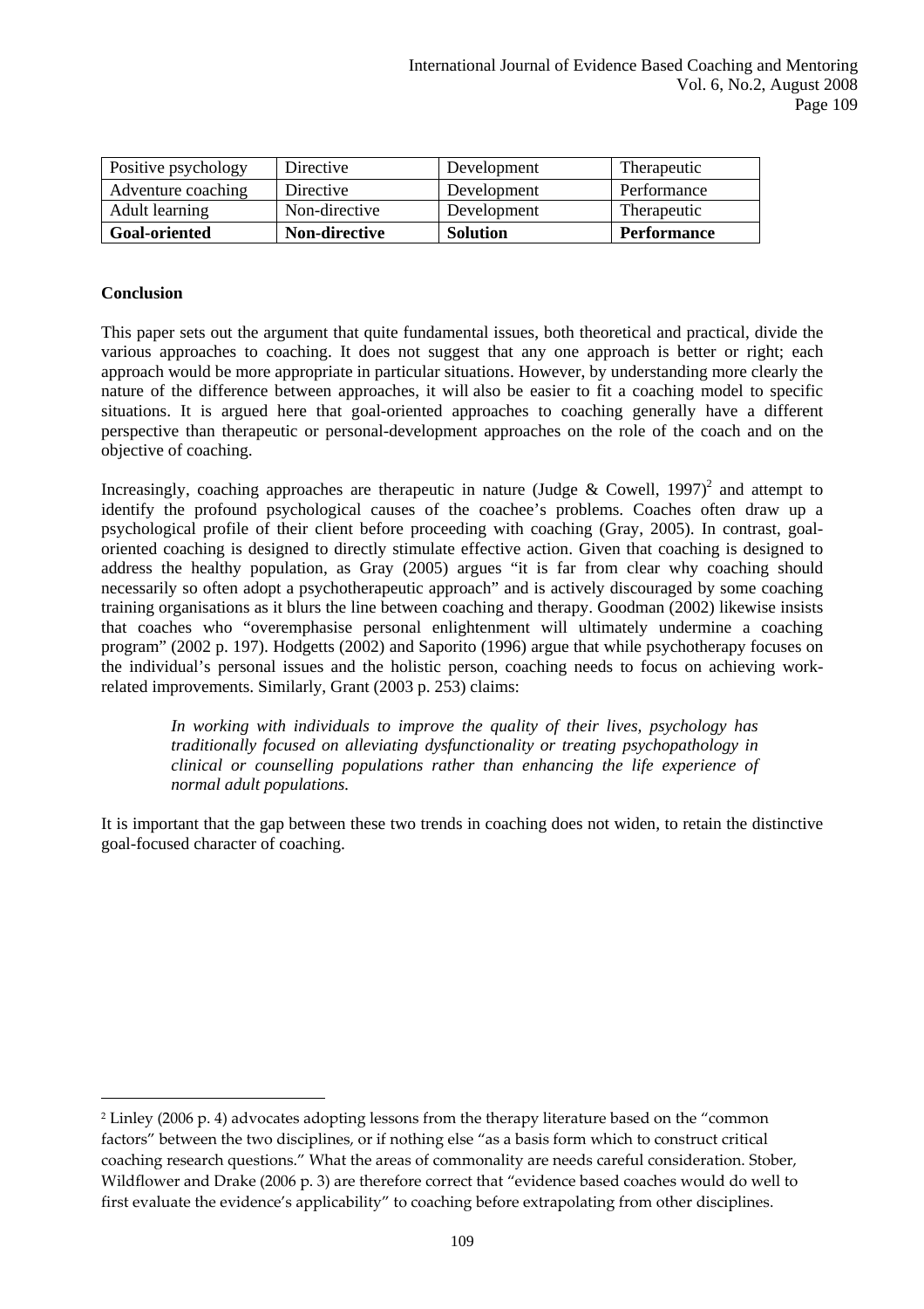| Positive psychology | Directive | Development | Therapeutic |
|---|---|---|---|
| Adventure coaching | Directive | Development | Performance |
| Adult learning | Non-directive | Development | Therapeutic |
| **Goal-oriented** | **Non-directive** | **Solution** | **Performance** |

**Conclusion**

This paper sets out the argument that quite fundamental issues, both theoretical and practical, divide the various approaches to coaching. It does not suggest that any one approach is better or right; each approach would be more appropriate in particular situations. However, by understanding more clearly the nature of the difference between approaches, it will also be easier to fit a coaching model to specific situations. It is argued here that goal-oriented approaches to coaching generally have a different perspective than therapeutic or personal-development approaches on the role of the coach and on the objective of coaching.

Increasingly, coaching approaches are therapeutic in nature (Judge & Cowell, 1997)[2] and attempt to identify the profound psychological causes of the coachee's problems. Coaches often draw up a psychological profile of their client before proceeding with coaching (Gray, 2005). In contrast, goal-oriented coaching is designed to directly stimulate effective action. Given that coaching is designed to address the healthy population, as Gray (2005) argues "it is far from clear why coaching should necessarily so often adopt a psychotherapeutic approach" and is actively discouraged by some coaching training organisations as it blurs the line between coaching and therapy. Goodman (2002) likewise insists that coaches who "overemphasise personal enlightenment will ultimately undermine a coaching program" (2002 p. 197). Hodgetts (2002) and Saporito (1996) argue that while psychotherapy focuses on the individual's personal issues and the holistic person, coaching needs to focus on achieving work-related improvements. Similarly, Grant (2003 p. 253) claims:

> *In working with individuals to improve the quality of their lives, psychology has traditionally focused on alleviating dysfunctionality or treating psychopathology in clinical or counselling populations rather than enhancing the life experience of normal adult populations.*

It is important that the gap between these two trends in coaching does not widen, to retain the distinctive goal-focused character of coaching.

---

[2] Linley (2006 p. 4) advocates adopting lessons from the therapy literature based on the "common factors" between the two disciplines, or if nothing else "as a basis form which to construct critical coaching research questions." What the areas of commonality are needs careful consideration. Stober, Wildflower and Drake (2006 p. 3) are therefore correct that "evidence based coaches would do well to first evaluate the evidence's applicability" to coaching before extrapolating from other disciplines.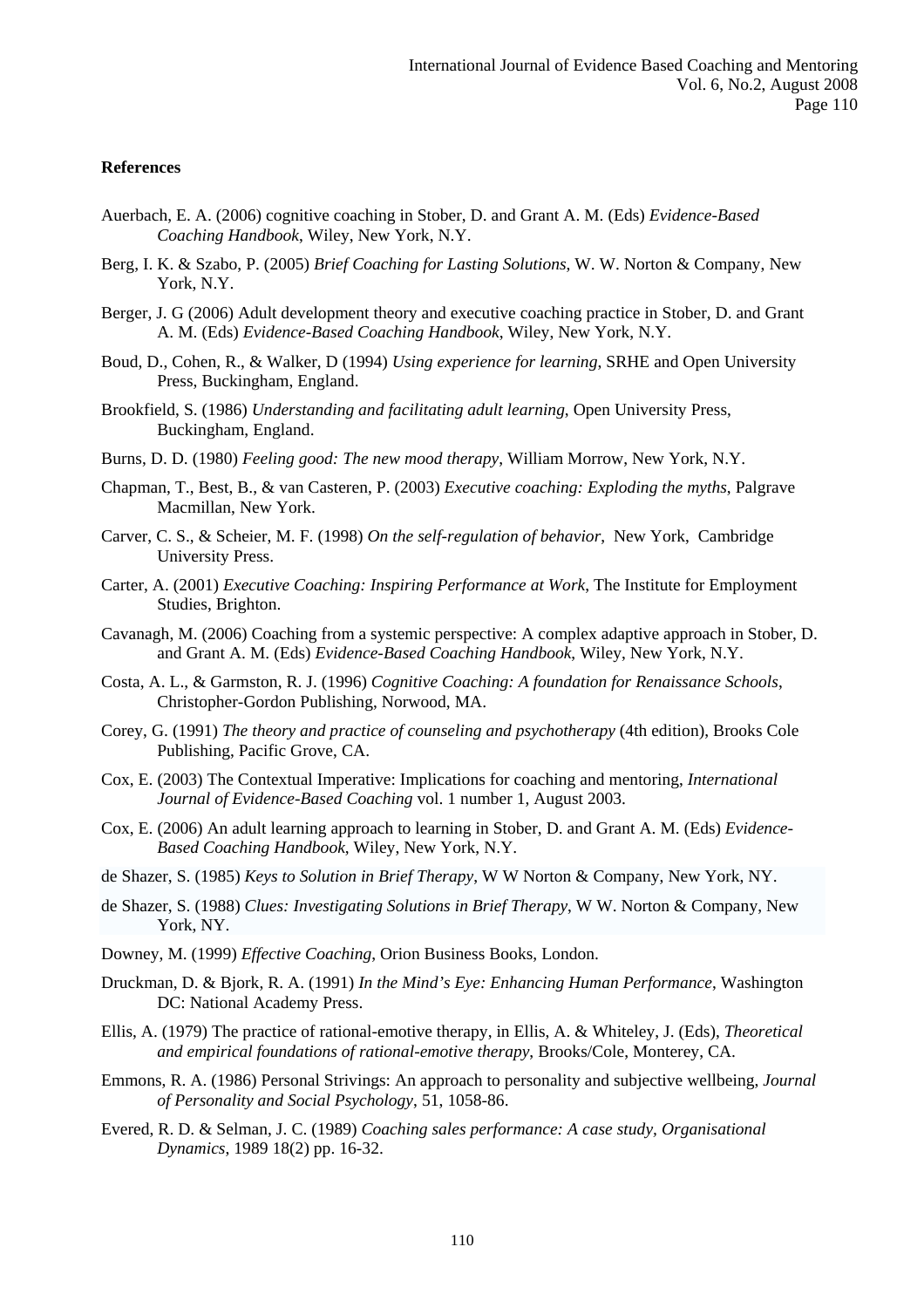### References

Auerbach, E. A. (2006) cognitive coaching in Stober, D. and Grant A. M. (Eds) *Evidence-Based Coaching Handbook*, Wiley, New York, N.Y.

Berg, I. K. & Szabo, P. (2005) *Brief Coaching for Lasting Solutions*, W. W. Norton & Company, New York, N.Y.

Berger, J. G (2006) Adult development theory and executive coaching practice in Stober, D. and Grant A. M. (Eds) *Evidence-Based Coaching Handbook*, Wiley, New York, N.Y.

Boud, D., Cohen, R., & Walker, D (1994) *Using experience for learning*, SRHE and Open University Press, Buckingham, England.

Brookfield, S. (1986) *Understanding and facilitating adult learning*, Open University Press, Buckingham, England.

Burns, D. D. (1980) *Feeling good: The new mood therapy*, William Morrow, New York, N.Y.

Chapman, T., Best, B., & van Casteren, P. (2003) *Executive coaching: Exploding the myths*, Palgrave Macmillan, New York.

Carver, C. S., & Scheier, M. F. (1998) *On the self-regulation of behavior*, New York, Cambridge University Press.

Carter, A. (2001) *Executive Coaching: Inspiring Performance at Work*, The Institute for Employment Studies, Brighton.

Cavanagh, M. (2006) Coaching from a systemic perspective: A complex adaptive approach in Stober, D. and Grant A. M. (Eds) *Evidence-Based Coaching Handbook*, Wiley, New York, N.Y.

Costa, A. L., & Garmston, R. J. (1996) *Cognitive Coaching: A foundation for Renaissance Schools*, Christopher-Gordon Publishing, Norwood, MA.

Corey, G. (1991) *The theory and practice of counseling and psychotherapy* (4th edition), Brooks Cole Publishing, Pacific Grove, CA.

Cox, E. (2003) The Contextual Imperative: Implications for coaching and mentoring, *International Journal of Evidence-Based Coaching* vol. 1 number 1, August 2003.

Cox, E. (2006) An adult learning approach to learning in Stober, D. and Grant A. M. (Eds) *Evidence-Based Coaching Handbook*, Wiley, New York, N.Y.

de Shazer, S. (1985) *Keys to Solution in Brief Therapy*, W W Norton & Company, New York, NY.

de Shazer, S. (1988) *Clues: Investigating Solutions in Brief Therapy*, W W. Norton & Company, New York, NY.

Downey, M. (1999) *Effective Coaching*, Orion Business Books, London.

Druckman, D. & Bjork, R. A. (1991) *In the Mind's Eye: Enhancing Human Performance*, Washington DC: National Academy Press.

Ellis, A. (1979) The practice of rational-emotive therapy, in Ellis, A. & Whiteley, J. (Eds), *Theoretical and empirical foundations of rational-emotive therapy*, Brooks/Cole, Monterey, CA.

Emmons, R. A. (1986) Personal Strivings: An approach to personality and subjective wellbeing, *Journal of Personality and Social Psychology*, 51, 1058-86.

Evered, R. D. & Selman, J. C. (1989) *Coaching sales performance: A case study, Organisational Dynamics*, 1989 18(2) pp. 16-32.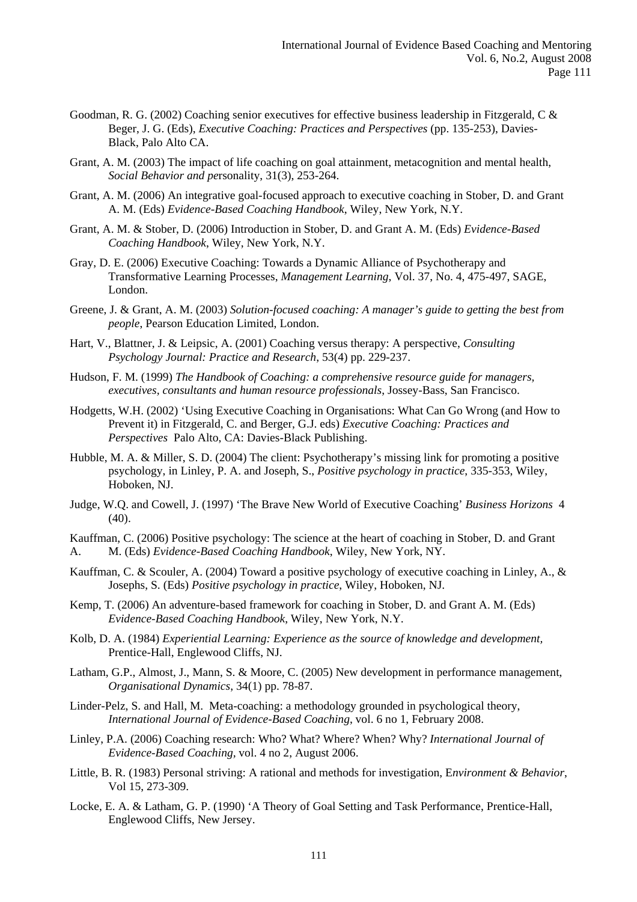Goodman, R. G. (2002) Coaching senior executives for effective business leadership in Fitzgerald, C & Beger, J. G. (Eds), *Executive Coaching: Practices and Perspectives* (pp. 135-253), Davies-Black, Palo Alto CA.

Grant, A. M. (2003) The impact of life coaching on goal attainment, metacognition and mental health, *Social Behavior and pe*rsonality, 31(3), 253-264.

Grant, A. M. (2006) An integrative goal-focused approach to executive coaching in Stober, D. and Grant A. M. (Eds) *Evidence-Based Coaching Handbook*, Wiley, New York, N.Y.

Grant, A. M. & Stober, D. (2006) Introduction in Stober, D. and Grant A. M. (Eds) *Evidence-Based Coaching Handbook*, Wiley, New York, N.Y.

Gray, D. E. (2006) Executive Coaching: Towards a Dynamic Alliance of Psychotherapy and Transformative Learning Processes, *Management Learning*, Vol. 37, No. 4, 475-497, SAGE, London.

Greene, J. & Grant, A. M. (2003) *Solution-focused coaching: A manager's guide to getting the best from people,* Pearson Education Limited, London.

Hart, V., Blattner, J. & Leipsic, A. (2001) Coaching versus therapy: A perspective, *Consulting Psychology Journal: Practice and Research,* 53(4) pp. 229-237.

Hudson, F. M. (1999) *The Handbook of Coaching: a comprehensive resource guide for managers, executives, consultants and human resource professionals*, Jossey-Bass, San Francisco.

Hodgetts, W.H. (2002) 'Using Executive Coaching in Organisations: What Can Go Wrong (and How to Prevent it) in Fitzgerald, C. and Berger, G.J. eds) *Executive Coaching: Practices and Perspectives* Palo Alto, CA: Davies-Black Publishing.

Hubble, M. A. & Miller, S. D. (2004) The client: Psychotherapy's missing link for promoting a positive psychology, in Linley, P. A. and Joseph, S., *Positive psychology in practice*, 335-353, Wiley, Hoboken, NJ.

Judge, W.Q. and Cowell, J. (1997) 'The Brave New World of Executive Coaching' *Business Horizons* 4 (40).

Kauffman, C. (2006) Positive psychology: The science at the heart of coaching in Stober, D. and Grant A. M. (Eds) *Evidence-Based Coaching Handbook*, Wiley, New York, NY.

Kauffman, C. & Scouler, A. (2004) Toward a positive psychology of executive coaching in Linley, A., & Josephs, S. (Eds) *Positive psychology in practice*, Wiley, Hoboken, NJ.

Kemp, T. (2006) An adventure-based framework for coaching in Stober, D. and Grant A. M. (Eds) *Evidence-Based Coaching Handbook*, Wiley, New York, N.Y.

Kolb, D. A. (1984) *Experiential Learning: Experience as the source of knowledge and development,* Prentice-Hall, Englewood Cliffs, NJ.

Latham, G.P., Almost, J., Mann, S. & Moore, C. (2005) New development in performance management, *Organisational Dynamics*, 34(1) pp. 78-87.

Linder-Pelz, S. and Hall, M. Meta-coaching: a methodology grounded in psychological theory, *International Journal of Evidence-Based Coaching*, vol. 6 no 1, February 2008.

Linley, P.A. (2006) Coaching research: Who? What? Where? When? Why? *International Journal of Evidence-Based Coaching*, vol. 4 no 2, August 2006.

Little, B. R. (1983) Personal striving: A rational and methods for investigation, E*nvironment & Behavior*, Vol 15, 273-309.

Locke, E. A. & Latham, G. P. (1990) 'A Theory of Goal Setting and Task Performance, Prentice-Hall, Englewood Cliffs, New Jersey.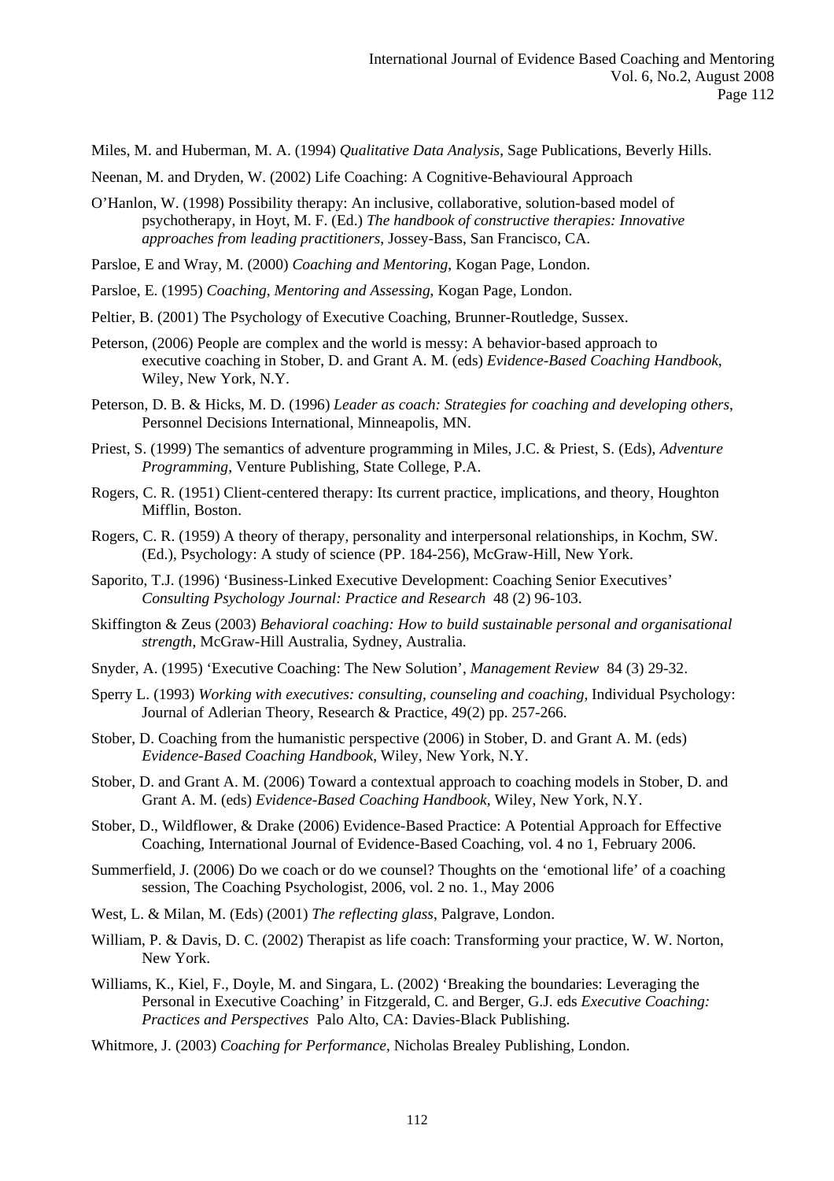Miles, M. and Huberman, M. A. (1994) *Qualitative Data Analysis*, Sage Publications, Beverly Hills.

Neenan, M. and Dryden, W. (2002) Life Coaching: A Cognitive-Behavioural Approach

O'Hanlon, W. (1998) Possibility therapy: An inclusive, collaborative, solution-based model of psychotherapy, in Hoyt, M. F. (Ed.) *The handbook of constructive therapies: Innovative approaches from leading practitioners*, Jossey-Bass, San Francisco, CA.

Parsloe, E and Wray, M. (2000) *Coaching and Mentoring*, Kogan Page, London.

Parsloe, E. (1995) *Coaching, Mentoring and Assessing*, Kogan Page, London.

Peltier, B. (2001) The Psychology of Executive Coaching, Brunner-Routledge, Sussex.

Peterson, (2006) People are complex and the world is messy: A behavior-based approach to executive coaching in Stober, D. and Grant A. M. (eds) *Evidence-Based Coaching Handbook*, Wiley, New York, N.Y.

Peterson, D. B. & Hicks, M. D. (1996) *Leader as coach: Strategies for coaching and developing others*, Personnel Decisions International, Minneapolis, MN.

Priest, S. (1999) The semantics of adventure programming in Miles, J.C. & Priest, S. (Eds), *Adventure Programming*, Venture Publishing, State College, P.A.

Rogers, C. R. (1951) Client-centered therapy: Its current practice, implications, and theory, Houghton Mifflin, Boston.

Rogers, C. R. (1959) A theory of therapy, personality and interpersonal relationships, in Kochm, SW. (Ed.), Psychology: A study of science (PP. 184-256), McGraw-Hill, New York.

Saporito, T.J. (1996) 'Business-Linked Executive Development: Coaching Senior Executives' *Consulting Psychology Journal: Practice and Research* 48 (2) 96-103.

Skiffington & Zeus (2003) *Behavioral coaching: How to build sustainable personal and organisational strength*, McGraw-Hill Australia, Sydney, Australia.

Snyder, A. (1995) 'Executive Coaching: The New Solution', *Management Review* 84 (3) 29-32.

Sperry L. (1993) *Working with executives: consulting, counseling and coaching*, Individual Psychology: Journal of Adlerian Theory, Research & Practice, 49(2) pp. 257-266.

Stober, D. Coaching from the humanistic perspective (2006) in Stober, D. and Grant A. M. (eds) *Evidence-Based Coaching Handbook*, Wiley, New York, N.Y.

Stober, D. and Grant A. M. (2006) Toward a contextual approach to coaching models in Stober, D. and Grant A. M. (eds) *Evidence-Based Coaching Handbook*, Wiley, New York, N.Y.

Stober, D., Wildflower, & Drake (2006) Evidence-Based Practice: A Potential Approach for Effective Coaching, International Journal of Evidence-Based Coaching, vol. 4 no 1, February 2006.

Summerfield, J. (2006) Do we coach or do we counsel? Thoughts on the 'emotional life' of a coaching session, The Coaching Psychologist, 2006, vol. 2 no. 1., May 2006

West, L. & Milan, M. (Eds) (2001) *The reflecting glass*, Palgrave, London.

William, P. & Davis, D. C. (2002) Therapist as life coach: Transforming your practice, W. W. Norton, New York.

Williams, K., Kiel, F., Doyle, M. and Singara, L. (2002) 'Breaking the boundaries: Leveraging the Personal in Executive Coaching' in Fitzgerald, C. and Berger, G.J. eds *Executive Coaching: Practices and Perspectives* Palo Alto, CA: Davies-Black Publishing.

Whitmore, J. (2003) *Coaching for Performance*, Nicholas Brealey Publishing, London.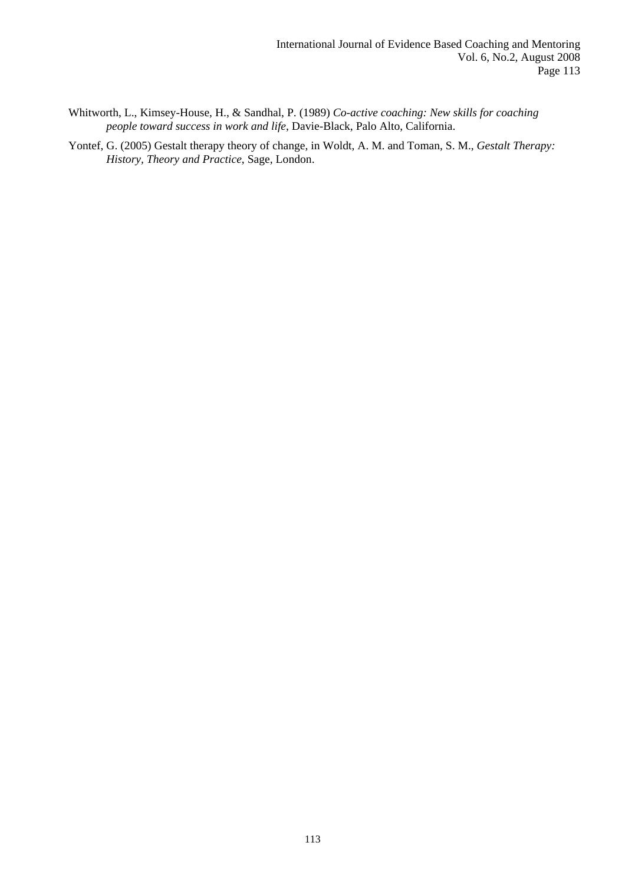Whitworth, L., Kimsey-House, H., & Sandhal, P. (1989) *Co-active coaching: New skills for coaching people toward success in work and life*, Davie-Black, Palo Alto, California.

Yontef, G. (2005) Gestalt therapy theory of change, in Woldt, A. M. and Toman, S. M., *Gestalt Therapy: History, Theory and Practice*, Sage, London.